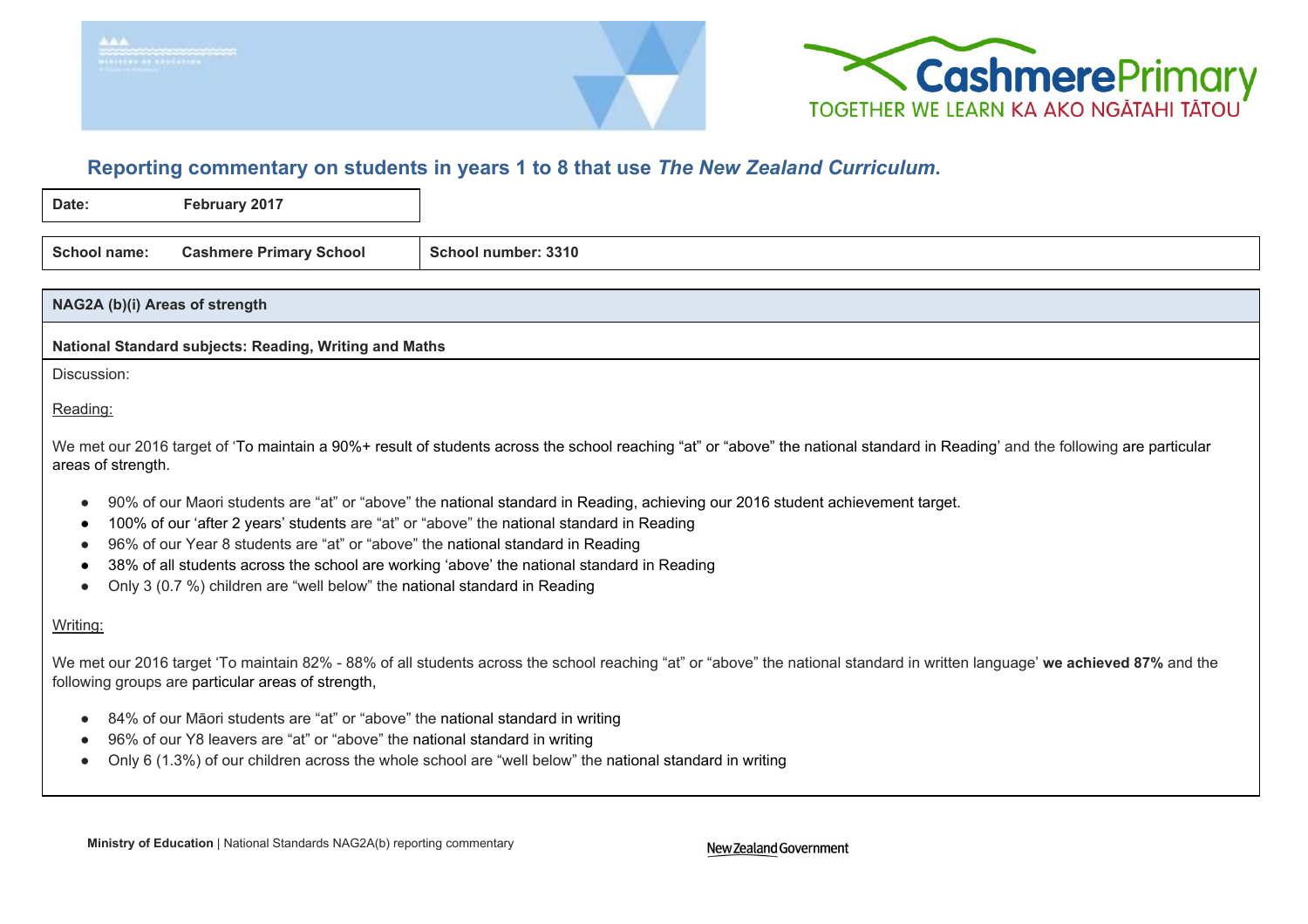## Reporting commentary on students in years 1 to 8 that use *The New Zealand Curriculum*.

| | |
|---|---|
| **Date:** | **February 2017** |

| | |
|---|---|
| **School name:** **Cashmere Primary School** | **School number: 3310** |

### NAG2A (b)(i) Areas of strength

**National Standard subjects: Reading, Writing and Maths**

Discussion:

Reading:

We met our 2016 target of 'To maintain a 90%+ result of students across the school reaching "at" or "above" the national standard in Reading' and the following are particular areas of strength.

- 90% of our Maori students are "at" or "above" the national standard in Reading, achieving our 2016 student achievement target.
- 100% of our 'after 2 years' students are "at" or "above" the national standard in Reading
- 96% of our Year 8 students are "at" or "above" the national standard in Reading
- 38% of all students across the school are working 'above' the national standard in Reading
- Only 3 (0.7 %) children are "well below" the national standard in Reading

Writing:

We met our 2016 target 'To maintain 82% - 88% of all students across the school reaching "at" or "above" the national standard in written language' **we achieved 87%** and the following groups are particular areas of strength,

- 84% of our Māori students are "at" or "above" the national standard in writing
- 96% of our Y8 leavers are "at" or "above" the national standard in writing
- Only 6 (1.3%) of our children across the whole school are "well below" the national standard in writing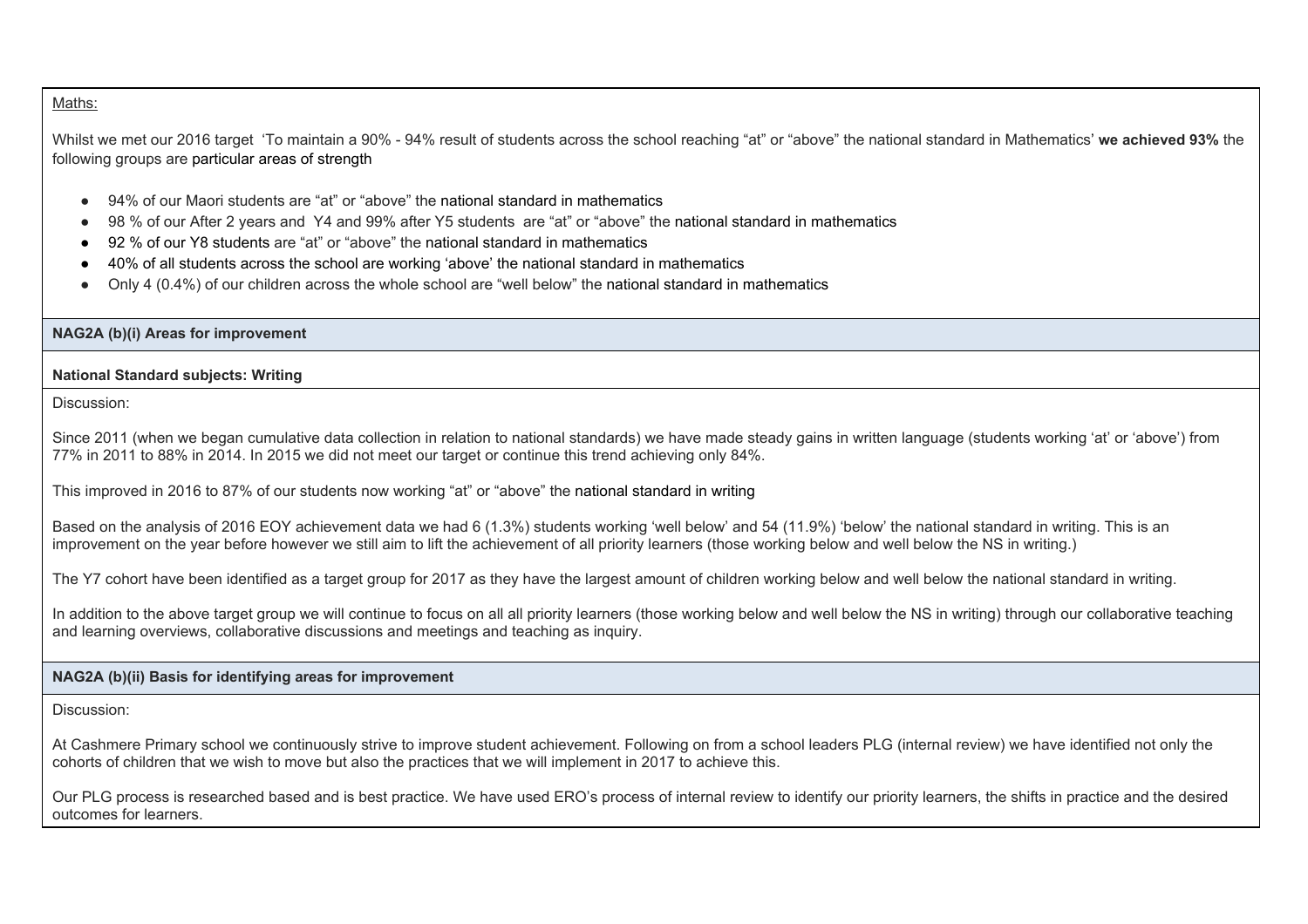Maths:

Whilst we met our 2016 target 'To maintain a 90% - 94% result of students across the school reaching "at" or "above" the national standard in Mathematics' **we achieved 93%** the following groups are particular areas of strength

- 94% of our Maori students are "at" or "above" the national standard in mathematics
- 98 % of our After 2 years and Y4 and 99% after Y5 students are "at" or "above" the national standard in mathematics
- 92 % of our Y8 students are "at" or "above" the national standard in mathematics
- 40% of all students across the school are working 'above' the national standard in mathematics
- Only 4 (0.4%) of our children across the whole school are "well below" the national standard in mathematics

**NAG2A (b)(i) Areas for improvement**

**National Standard subjects: Writing**

Discussion:

Since 2011 (when we began cumulative data collection in relation to national standards) we have made steady gains in written language (students working 'at' or 'above') from 77% in 2011 to 88% in 2014. In 2015 we did not meet our target or continue this trend achieving only 84%.

This improved in 2016 to 87% of our students now working "at" or "above" the national standard in writing

Based on the analysis of 2016 EOY achievement data we had 6 (1.3%) students working 'well below' and 54 (11.9%) 'below' the national standard in writing. This is an improvement on the year before however we still aim to lift the achievement of all priority learners (those working below and well below the NS in writing.)

The Y7 cohort have been identified as a target group for 2017 as they have the largest amount of children working below and well below the national standard in writing.

In addition to the above target group we will continue to focus on all all priority learners (those working below and well below the NS in writing) through our collaborative teaching and learning overviews, collaborative discussions and meetings and teaching as inquiry.

**NAG2A (b)(ii) Basis for identifying areas for improvement**

Discussion:

At Cashmere Primary school we continuously strive to improve student achievement. Following on from a school leaders PLG (internal review) we have identified not only the cohorts of children that we wish to move but also the practices that we will implement in 2017 to achieve this.

Our PLG process is researched based and is best practice. We have used ERO's process of internal review to identify our priority learners, the shifts in practice and the desired outcomes for learners.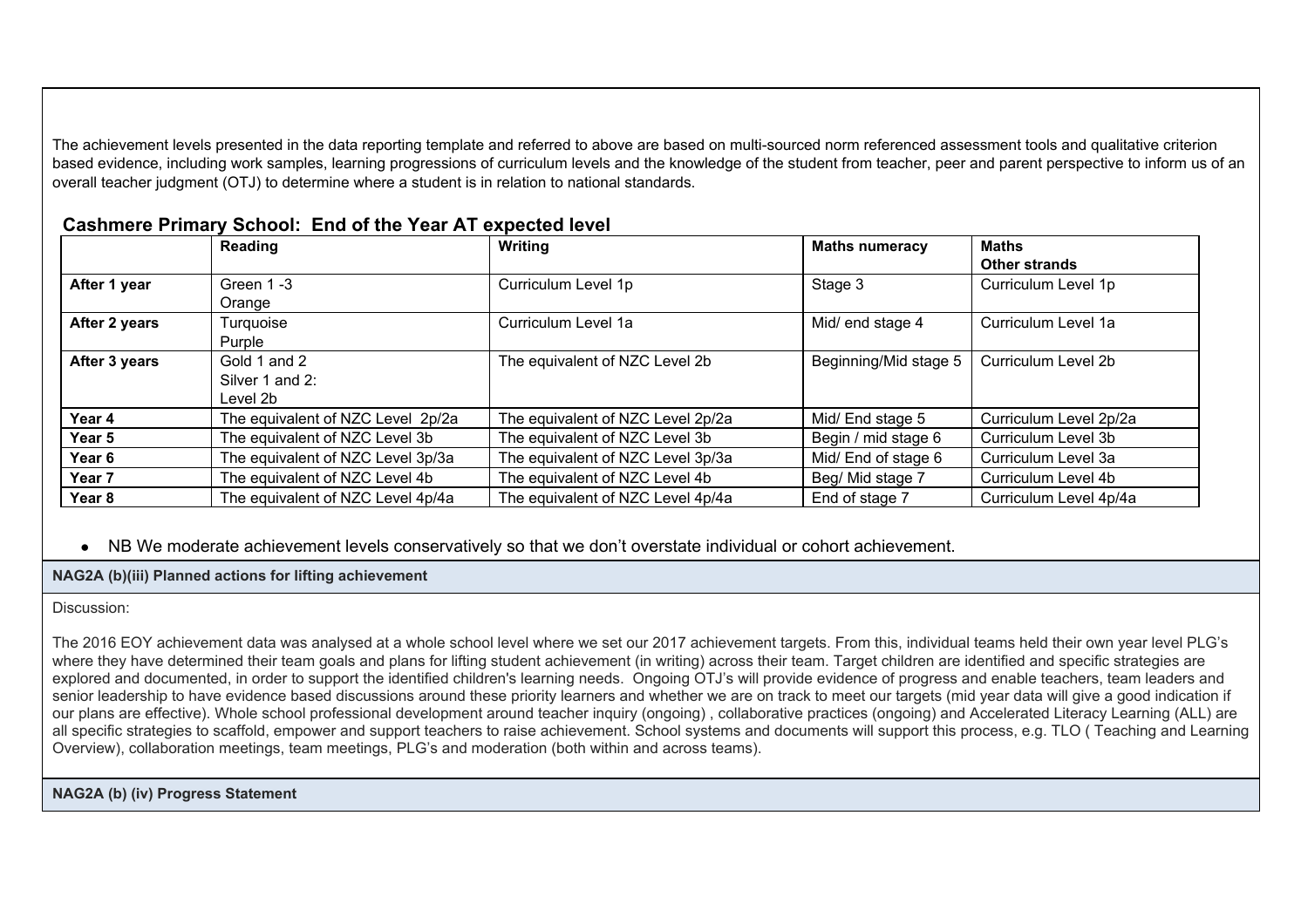The achievement levels presented in the data reporting template and referred to above are based on multi-sourced norm referenced assessment tools and qualitative criterion based evidence, including work samples, learning progressions of curriculum levels and the knowledge of the student from teacher, peer and parent perspective to inform us of an overall teacher judgment (OTJ) to determine where a student is in relation to national standards.

## Cashmere Primary School: End of the Year AT expected level

| | Reading | Writing | Maths numeracy | Maths<br>Other strands |
|---|---|---|---|---|
| **After 1 year** | Green 1 -3<br>Orange | Curriculum Level 1p | Stage 3 | Curriculum Level 1p |
| **After 2 years** | Turquoise<br>Purple | Curriculum Level 1a | Mid/ end stage 4 | Curriculum Level 1a |
| **After 3 years** | Gold 1 and 2<br>Silver 1 and 2:<br>Level 2b | The equivalent of NZC Level 2b | Beginning/Mid stage 5 | Curriculum Level 2b |
| **Year 4** | The equivalent of NZC Level 2p/2a | The equivalent of NZC Level 2p/2a | Mid/ End stage 5 | Curriculum Level 2p/2a |
| **Year 5** | The equivalent of NZC Level 3b | The equivalent of NZC Level 3b | Begin / mid stage 6 | Curriculum Level 3b |
| **Year 6** | The equivalent of NZC Level 3p/3a | The equivalent of NZC Level 3p/3a | Mid/ End of stage 6 | Curriculum Level 3a |
| **Year 7** | The equivalent of NZC Level 4b | The equivalent of NZC Level 4b | Beg/ Mid stage 7 | Curriculum Level 4b |
| **Year 8** | The equivalent of NZC Level 4p/4a | The equivalent of NZC Level 4p/4a | End of stage 7 | Curriculum Level 4p/4a |

- NB We moderate achievement levels conservatively so that we don't overstate individual or cohort achievement.

**NAG2A (b)(iii) Planned actions for lifting achievement**

Discussion:

The 2016 EOY achievement data was analysed at a whole school level where we set our 2017 achievement targets. From this, individual teams held their own year level PLG's where they have determined their team goals and plans for lifting student achievement (in writing) across their team. Target children are identified and specific strategies are explored and documented, in order to support the identified children's learning needs. Ongoing OTJ's will provide evidence of progress and enable teachers, team leaders and senior leadership to have evidence based discussions around these priority learners and whether we are on track to meet our targets (mid year data will give a good indication if our plans are effective). Whole school professional development around teacher inquiry (ongoing) , collaborative practices (ongoing) and Accelerated Literacy Learning (ALL) are all specific strategies to scaffold, empower and support teachers to raise achievement. School systems and documents will support this process, e.g. TLO ( Teaching and Learning Overview), collaboration meetings, team meetings, PLG's and moderation (both within and across teams).

**NAG2A (b) (iv) Progress Statement**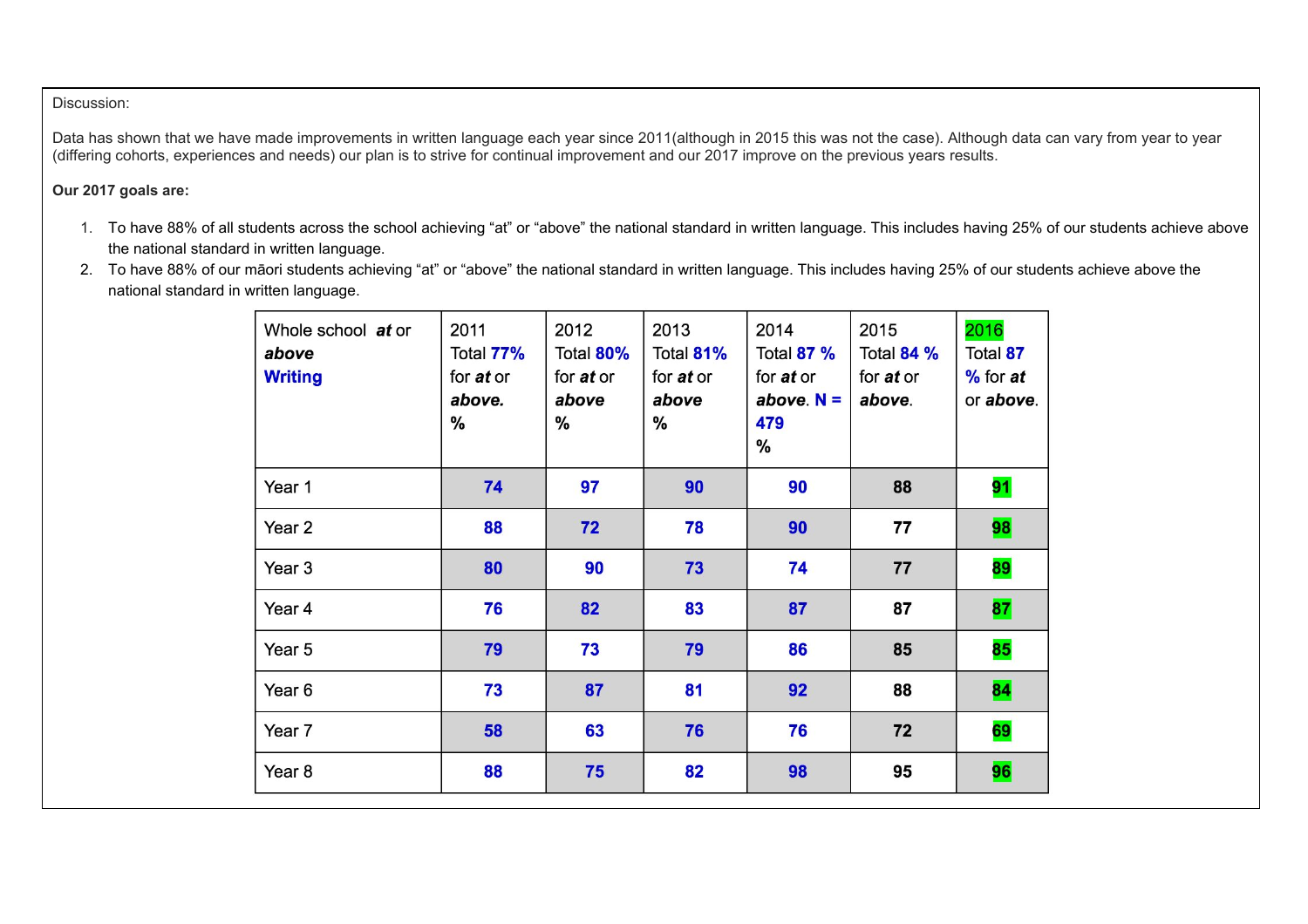Discussion:

Data has shown that we have made improvements in written language each year since 2011(although in 2015 this was not the case). Although data can vary from year to year (differing cohorts, experiences and needs) our plan is to strive for continual improvement and our 2017 improve on the previous years results.

**Our 2017 goals are:**

1. To have 88% of all students across the school achieving "at" or "above" the national standard in written language. This includes having 25% of our students achieve above the national standard in written language.
2. To have 88% of our māori students achieving "at" or "above" the national standard in written language. This includes having 25% of our students achieve above the national standard in written language.

| Whole school ***at*** or ***above*** **Writing** | 2011 Total **77%** for ***at*** or ***above.*** **%** | 2012 Total **80%** for ***at*** or ***above*** **%** | 2013 Total **81%** for ***at*** or ***above*** **%** | 2014 Total **87 %** for ***at*** or ***above***. **N = 479** **%** | 2015 Total **84 %** for ***at*** or ***above***. | 2016 Total **87 %** for ***at*** or ***above***. |
|---|---|---|---|---|---|---|
| Year 1 | **74** | **97** | **90** | **90** | **88** | **91** |
| Year 2 | **88** | **72** | **78** | **90** | **77** | **98** |
| Year 3 | **80** | **90** | **73** | **74** | **77** | **89** |
| Year 4 | **76** | **82** | **83** | **87** | **87** | **87** |
| Year 5 | **79** | **73** | **79** | **86** | **85** | **85** |
| Year 6 | **73** | **87** | **81** | **92** | **88** | **84** |
| Year 7 | **58** | **63** | **76** | **76** | **72** | **69** |
| Year 8 | **88** | **75** | **82** | **98** | **95** | **96** |